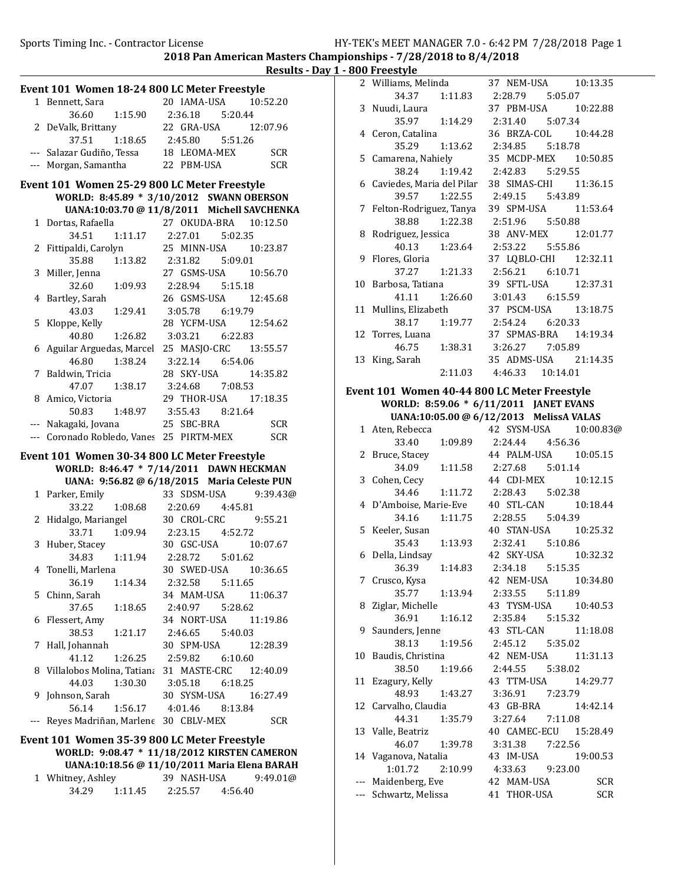## 2018 Pan American Masters Championships - 7/28/2018 to 8/4/2018

### Results - Day 1 - 800 Freestyle

### Event 101 Women 18-24 800 LC Meter Freestyle

| Place | Name | Age | Team | Time |
|---|---|---|---|---|
| 1 | Bennett, Sara | 20 | IAMA-USA | 10:52.20 |
| | 36.60 1:15.90 2:36.18 5:20.44 | | | |
| 2 | DeValk, Brittany | 22 | GRA-USA | 12:07.96 |
| | 37.51 1:18.65 2:45.80 5:51.26 | | | |
| --- | Salazar Gudiño, Tessa | 18 | LEOMA-MEX | SCR |
| --- | Morgan, Samantha | 22 | PBM-USA | SCR |

### Event 101 Women 25-29 800 LC Meter Freestyle

**WORLD: 8:45.89 * 3/10/2012 SWANN OBERSON**
**UANA:10:03.70 @ 11/8/2011 Michell SAVCHENKA**

| Place | Name | Age | Team | Time |
|---|---|---|---|---|
| 1 | Dortas, Rafaella | 27 | OKUDA-BRA | 10:12.50 |
| | 34.51 1:11.17 2:27.01 5:02.35 | | | |
| 2 | Fittipaldi, Carolyn | 25 | MINN-USA | 10:23.87 |
| | 35.88 1:13.82 2:31.82 5:09.01 | | | |
| 3 | Miller, Jenna | 27 | GSMS-USA | 10:56.70 |
| | 32.60 1:09.93 2:28.94 5:15.18 | | | |
| 4 | Bartley, Sarah | 26 | GSMS-USA | 12:45.68 |
| | 43.03 1:29.41 3:05.78 6:19.79 | | | |
| 5 | Kloppe, Kelly | 28 | YCFM-USA | 12:54.62 |
| | 40.80 1:26.82 3:03.21 6:22.83 | | | |
| 6 | Aguilar Arguedas, Marcel | 25 | MASJO-CRC | 13:55.57 |
| | 46.80 1:38.24 3:22.14 6:54.06 | | | |
| 7 | Baldwin, Tricia | 28 | SKY-USA | 14:35.82 |
| | 47.07 1:38.17 3:24.68 7:08.53 | | | |
| 8 | Amico, Victoria | 29 | THOR-USA | 17:18.35 |
| | 50.83 1:48.97 3:55.43 8:21.64 | | | |
| --- | Nakagaki, Jovana | 25 | SBC-BRA | SCR |
| --- | Coronado Robledo, Vanes | 25 | PIRTM-MEX | SCR |

### Event 101 Women 30-34 800 LC Meter Freestyle

**WORLD: 8:46.47 * 7/14/2011 DAWN HECKMAN**
**UANA: 9:56.82 @ 6/18/2015 Maria Celeste PUN**

| Place | Name | Age | Team | Time |
|---|---|---|---|---|
| 1 | Parker, Emily | 33 | SDSM-USA | 9:39.43@ |
| | 33.22 1:08.68 2:20.69 4:45.81 | | | |
| 2 | Hidalgo, Mariangel | 30 | CROL-CRC | 9:55.21 |
| | 33.71 1:09.94 2:23.15 4:52.72 | | | |
| 3 | Huber, Stacey | 30 | GSC-USA | 10:07.67 |
| | 34.83 1:11.94 2:28.72 5:01.62 | | | |
| 4 | Tonelli, Marlena | 30 | SWED-USA | 10:36.65 |
| | 36.19 1:14.34 2:32.58 5:11.65 | | | |
| 5 | Chinn, Sarah | 34 | MAM-USA | 11:06.37 |
| | 37.65 1:18.65 2:40.97 5:28.62 | | | |
| 6 | Flessert, Amy | 34 | NORT-USA | 11:19.86 |
| | 38.53 1:21.17 2:46.65 5:40.03 | | | |
| 7 | Hall, Johannah | 30 | SPM-USA | 12:28.39 |
| | 41.12 1:26.25 2:59.82 6:10.60 | | | |
| 8 | Villalobos Molina, Tatiana | 31 | MASTE-CRC | 12:40.09 |
| | 44.03 1:30.30 3:05.18 6:18.25 | | | |
| 9 | Johnson, Sarah | 30 | SYSM-USA | 16:27.49 |
| | 56.14 1:56.17 4:01.46 8:13.84 | | | |
| --- | Reyes Madriñan, Marlene | 30 | CBLV-MEX | SCR |

### Event 101 Women 35-39 800 LC Meter Freestyle

**WORLD: 9:08.47 * 11/18/2012 KIRSTEN CAMERON**
**UANA:10:18.56 @ 11/10/2011 Maria Elena BARAH**

| Place | Name | Age | Team | Time |
|---|---|---|---|---|
| 1 | Whitney, Ashley | 39 | NASH-USA | 9:49.01@ |
| | 34.29 1:11.45 2:25.57 4:56.40 | | | |
| 2 | Williams, Melinda | 37 | NEM-USA | 10:13.35 |
| | 34.37 1:11.83 2:28.79 5:05.07 | | | |
| 3 | Nuudi, Laura | 37 | PBM-USA | 10:22.88 |
| | 35.97 1:14.29 2:31.40 5:07.34 | | | |
| 4 | Ceron, Catalina | 36 | BRZA-COL | 10:44.28 |
| | 35.29 1:13.62 2:34.85 5:18.78 | | | |
| 5 | Camarena, Nahiely | 35 | MCDP-MEX | 10:50.85 |
| | 38.24 1:19.42 2:42.83 5:29.55 | | | |
| 6 | Caviedes, Maria del Pilar | 38 | SIMAS-CHI | 11:36.15 |
| | 39.57 1:22.55 2:49.15 5:43.89 | | | |
| 7 | Felton-Rodriguez, Tanya | 39 | SPM-USA | 11:53.64 |
| | 38.88 1:22.38 2:51.96 5:50.88 | | | |
| 8 | Rodriguez, Jessica | 38 | ANV-MEX | 12:01.77 |
| | 40.13 1:23.64 2:53.22 5:55.86 | | | |
| 9 | Flores, Gloria | 37 | LQBLO-CHI | 12:32.11 |
| | 37.27 1:21.33 2:56.21 6:10.71 | | | |
| 10 | Barbosa, Tatiana | 39 | SFTL-USA | 12:37.31 |
| | 41.11 1:26.60 3:01.43 6:15.59 | | | |
| 11 | Mullins, Elizabeth | 37 | PSCM-USA | 13:18.75 |
| | 38.17 1:19.77 2:54.24 6:20.33 | | | |
| 12 | Torres, Luana | 37 | SPMAS-BRA | 14:19.34 |
| | 46.75 1:38.31 3:26.27 7:05.89 | | | |
| 13 | King, Sarah | 35 | ADMS-USA | 21:14.35 |
| | 2:11.03 4:46.33 10:14.01 | | | |

### Event 101 Women 40-44 800 LC Meter Freestyle

**WORLD: 8:59.06 * 6/11/2011 JANET EVANS**
**UANA:10:05.00 @ 6/12/2013 MelissA VALAS**

| Place | Name | Age | Team | Time |
|---|---|---|---|---|
| 1 | Aten, Rebecca | 42 | SYSM-USA | 10:00.83@ |
| | 33.40 1:09.89 2:24.44 4:56.36 | | | |
| 2 | Bruce, Stacey | 44 | PALM-USA | 10:05.15 |
| | 34.09 1:11.58 2:27.68 5:01.14 | | | |
| 3 | Cohen, Cecy | 44 | CDI-MEX | 10:12.15 |
| | 34.46 1:11.72 2:28.43 5:02.38 | | | |
| 4 | D'Amboise, Marie-Eve | 40 | STL-CAN | 10:18.44 |
| | 34.16 1:11.75 2:28.55 5:04.39 | | | |
| 5 | Keeler, Susan | 40 | STAN-USA | 10:25.32 |
| | 35.43 1:13.93 2:32.41 5:10.86 | | | |
| 6 | Della, Lindsay | 42 | SKY-USA | 10:32.32 |
| | 36.39 1:14.83 2:34.18 5:15.35 | | | |
| 7 | Crusco, Kysa | 42 | NEM-USA | 10:34.80 |
| | 35.77 1:13.94 2:33.55 5:11.89 | | | |
| 8 | Ziglar, Michelle | 43 | TYSM-USA | 10:40.53 |
| | 36.91 1:16.12 2:35.84 5:15.32 | | | |
| 9 | Saunders, Jenne | 43 | STL-CAN | 11:18.08 |
| | 38.13 1:19.56 2:45.12 5:35.02 | | | |
| 10 | Baudis, Christina | 42 | NEM-USA | 11:31.13 |
| | 38.50 1:19.66 2:44.55 5:38.02 | | | |
| 11 | Ezagury, Kelly | 43 | TTM-USA | 14:29.77 |
| | 48.93 1:43.27 3:36.91 7:23.79 | | | |
| 12 | Carvalho, Claudia | 43 | GB-BRA | 14:42.14 |
| | 44.31 1:35.79 3:27.64 7:11.08 | | | |
| 13 | Valle, Beatriz | 40 | CAMEC-ECU | 15:28.49 |
| | 46.07 1:39.78 3:31.38 7:22.56 | | | |
| 14 | Vaganova, Natalia | 43 | IM-USA | 19:00.53 |
| | 1:01.72 2:10.99 4:33.63 9:23.00 | | | |
| --- | Maidenberg, Eve | 42 | MAM-USA | SCR |
| --- | Schwartz, Melissa | 41 | THOR-USA | SCR |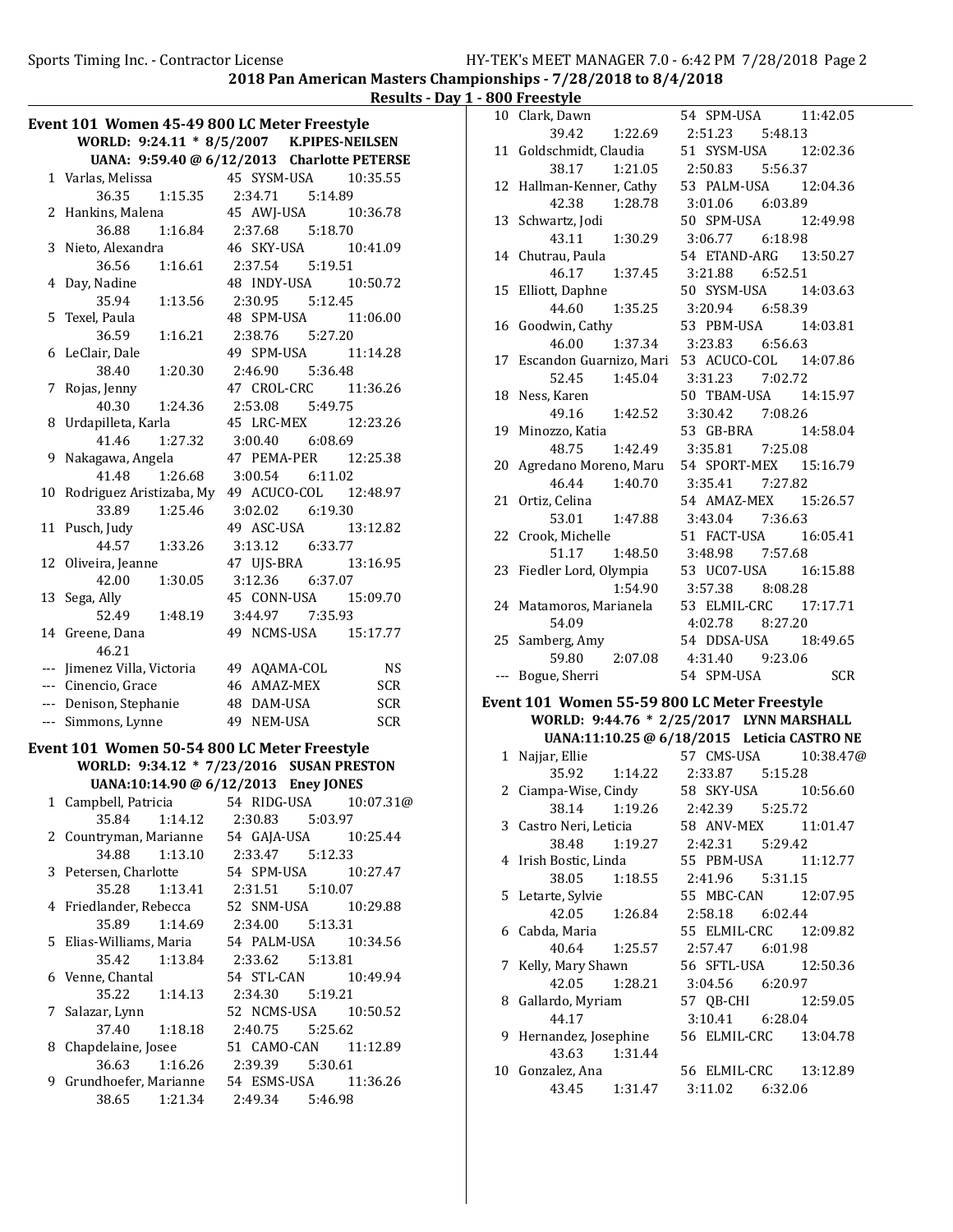2018 Pan American Masters Championships - 7/28/2018 to 8/4/2018

Results - Day 1 - 800 Freestyle

## Event 101 Women 45-49 800 LC Meter Freestyle

WORLD: 9:24.11 * 8/5/2007 K.PIPES-NEILSEN

UANA: 9:59.40 @ 6/12/2013 Charlotte PETERSE

| Place | Name | Age | Team | Finals Time |
|---|---|---|---|---|
| 1 | Varlas, Melissa | 45 | SYSM-USA | 10:35.55 |
| | 36.35 1:15.35 2:34.71 5:14.89 | | | |
| 2 | Hankins, Malena | 45 | AWJ-USA | 10:36.78 |
| | 36.88 1:16.84 2:37.68 5:18.70 | | | |
| 3 | Nieto, Alexandra | 46 | SKY-USA | 10:41.09 |
| | 36.56 1:16.61 2:37.54 5:19.51 | | | |
| 4 | Day, Nadine | 48 | INDY-USA | 10:50.72 |
| | 35.94 1:13.56 2:30.95 5:12.45 | | | |
| 5 | Texel, Paula | 48 | SPM-USA | 11:06.00 |
| | 36.59 1:16.21 2:38.76 5:27.20 | | | |
| 6 | LeClair, Dale | 49 | SPM-USA | 11:14.28 |
| | 38.40 1:20.30 2:46.90 5:36.48 | | | |
| 7 | Rojas, Jenny | 47 | CROL-CRC | 11:36.26 |
| | 40.30 1:24.36 2:53.08 5:49.75 | | | |
| 8 | Urdapilleta, Karla | 45 | LRC-MEX | 12:23.26 |
| | 41.46 1:27.32 3:00.40 6:08.69 | | | |
| 9 | Nakagawa, Angela | 47 | PEMA-PER | 12:25.38 |
| | 41.48 1:26.68 3:00.54 6:11.02 | | | |
| 10 | Rodriguez Aristizaba, My | 49 | ACUCO-COL | 12:48.97 |
| | 33.89 1:25.46 3:02.02 6:19.30 | | | |
| 11 | Pusch, Judy | 49 | ASC-USA | 13:12.82 |
| | 44.57 1:33.26 3:13.12 6:33.77 | | | |
| 12 | Oliveira, Jeanne | 47 | UJS-BRA | 13:16.95 |
| | 42.00 1:30.05 3:12.36 6:37.07 | | | |
| 13 | Sega, Ally | 45 | CONN-USA | 15:09.70 |
| | 52.49 1:48.19 3:44.97 7:35.93 | | | |
| 14 | Greene, Dana | 49 | NCMS-USA | 15:17.77 |
| | 46.21 | | | |
| --- | Jimenez Villa, Victoria | 49 | AQAMA-COL | NS |
| --- | Cinencio, Grace | 46 | AMAZ-MEX | SCR |
| --- | Denison, Stephanie | 48 | DAM-USA | SCR |
| --- | Simmons, Lynne | 49 | NEM-USA | SCR |

## Event 101 Women 50-54 800 LC Meter Freestyle

WORLD: 9:34.12 * 7/23/2016 SUSAN PRESTON

UANA:10:14.90 @ 6/12/2013 Eney JONES

| Place | Name | Age | Team | Finals Time |
|---|---|---|---|---|
| 1 | Campbell, Patricia | 54 | RIDG-USA | 10:07.31@ |
| | 35.84 1:14.12 2:30.83 5:03.97 | | | |
| 2 | Countryman, Marianne | 54 | GAJA-USA | 10:25.44 |
| | 34.88 1:13.10 2:33.47 5:12.33 | | | |
| 3 | Petersen, Charlotte | 54 | SPM-USA | 10:27.47 |
| | 35.28 1:13.41 2:31.51 5:10.07 | | | |
| 4 | Friedlander, Rebecca | 52 | SNM-USA | 10:29.88 |
| | 35.89 1:14.69 2:34.00 5:13.31 | | | |
| 5 | Elias-Williams, Maria | 54 | PALM-USA | 10:34.56 |
| | 35.42 1:13.84 2:33.62 5:13.81 | | | |
| 6 | Venne, Chantal | 54 | STL-CAN | 10:49.94 |
| | 35.22 1:14.13 2:34.30 5:19.21 | | | |
| 7 | Salazar, Lynn | 52 | NCMS-USA | 10:50.52 |
| | 37.40 1:18.18 2:40.75 5:25.62 | | | |
| 8 | Chapdelaine, Josee | 51 | CAMO-CAN | 11:12.89 |
| | 36.63 1:16.26 2:39.39 5:30.61 | | | |
| 9 | Grundhoefer, Marianne | 54 | ESMS-USA | 11:36.26 |
| | 38.65 1:21.34 2:49.34 5:46.98 | | | |
| 10 | Clark, Dawn | 54 | SPM-USA | 11:42.05 |
| | 39.42 1:22.69 2:51.23 5:48.13 | | | |
| 11 | Goldschmidt, Claudia | 51 | SYSM-USA | 12:02.36 |
| | 38.17 1:21.05 2:50.83 5:56.37 | | | |
| 12 | Hallman-Kenner, Cathy | 53 | PALM-USA | 12:04.36 |
| | 42.38 1:28.78 3:01.06 6:03.89 | | | |
| 13 | Schwartz, Jodi | 50 | SPM-USA | 12:49.98 |
| | 43.11 1:30.29 3:06.77 6:18.98 | | | |
| 14 | Chutrau, Paula | 54 | ETAND-ARG | 13:50.27 |
| | 46.17 1:37.45 3:21.88 6:52.51 | | | |
| 15 | Elliott, Daphne | 50 | SYSM-USA | 14:03.63 |
| | 44.60 1:35.25 3:20.94 6:58.39 | | | |
| 16 | Goodwin, Cathy | 53 | PBM-USA | 14:03.81 |
| | 46.00 1:37.34 3:23.83 6:56.63 | | | |
| 17 | Escandon Guarnizo, Mari | 53 | ACUCO-COL | 14:07.86 |
| | 52.45 1:45.04 3:31.23 7:02.72 | | | |
| 18 | Ness, Karen | 50 | TBAM-USA | 14:15.97 |
| | 49.16 1:42.52 3:30.42 7:08.26 | | | |
| 19 | Minozzo, Katia | 53 | GB-BRA | 14:58.04 |
| | 48.75 1:42.49 3:35.81 7:25.08 | | | |
| 20 | Agredano Moreno, Maru | 54 | SPORT-MEX | 15:16.79 |
| | 46.44 1:40.70 3:35.41 7:27.82 | | | |
| 21 | Ortiz, Celina | 54 | AMAZ-MEX | 15:26.57 |
| | 53.01 1:47.88 3:43.04 7:36.63 | | | |
| 22 | Crook, Michelle | 51 | FACT-USA | 16:05.41 |
| | 51.17 1:48.50 3:48.98 7:57.68 | | | |
| 23 | Fiedler Lord, Olympia | 53 | UC07-USA | 16:15.88 |
| | 1:54.90 3:57.38 8:08.28 | | | |
| 24 | Matamoros, Marianela | 53 | ELMIL-CRC | 17:17.71 |
| | 54.09 4:02.78 8:27.20 | | | |
| 25 | Samberg, Amy | 54 | DDSA-USA | 18:49.65 |
| | 59.80 2:07.08 4:31.40 9:23.06 | | | |
| --- | Bogue, Sherri | 54 | SPM-USA | SCR |

## Event 101 Women 55-59 800 LC Meter Freestyle

WORLD: 9:44.76 * 2/25/2017 LYNN MARSHALL

UANA:11:10.25 @ 6/18/2015 Leticia CASTRO NE

| Place | Name | Age | Team | Finals Time |
|---|---|---|---|---|
| 1 | Najjar, Ellie | 57 | CMS-USA | 10:38.47@ |
| | 35.92 1:14.22 2:33.87 5:15.28 | | | |
| 2 | Ciampa-Wise, Cindy | 58 | SKY-USA | 10:56.60 |
| | 38.14 1:19.26 2:42.39 5:25.72 | | | |
| 3 | Castro Neri, Leticia | 58 | ANV-MEX | 11:01.47 |
| | 38.48 1:19.27 2:42.31 5:29.42 | | | |
| 4 | Irish Bostic, Linda | 55 | PBM-USA | 11:12.77 |
| | 38.05 1:18.55 2:41.96 5:31.15 | | | |
| 5 | Letarte, Sylvie | 55 | MBC-CAN | 12:07.95 |
| | 42.05 1:26.84 2:58.18 6:02.44 | | | |
| 6 | Cabda, Maria | 55 | ELMIL-CRC | 12:09.82 |
| | 40.64 1:25.57 2:57.47 6:01.98 | | | |
| 7 | Kelly, Mary Shawn | 56 | SFTL-USA | 12:50.36 |
| | 42.05 1:28.21 3:04.56 6:20.97 | | | |
| 8 | Gallardo, Myriam | 57 | QB-CHI | 12:59.05 |
| | 44.17 3:10.41 6:28.04 | | | |
| 9 | Hernandez, Josephine | 56 | ELMIL-CRC | 13:04.78 |
| | 43.63 1:31.44 | | | |
| 10 | Gonzalez, Ana | 56 | ELMIL-CRC | 13:12.89 |
| | 43.45 1:31.47 3:11.02 6:32.06 | | | |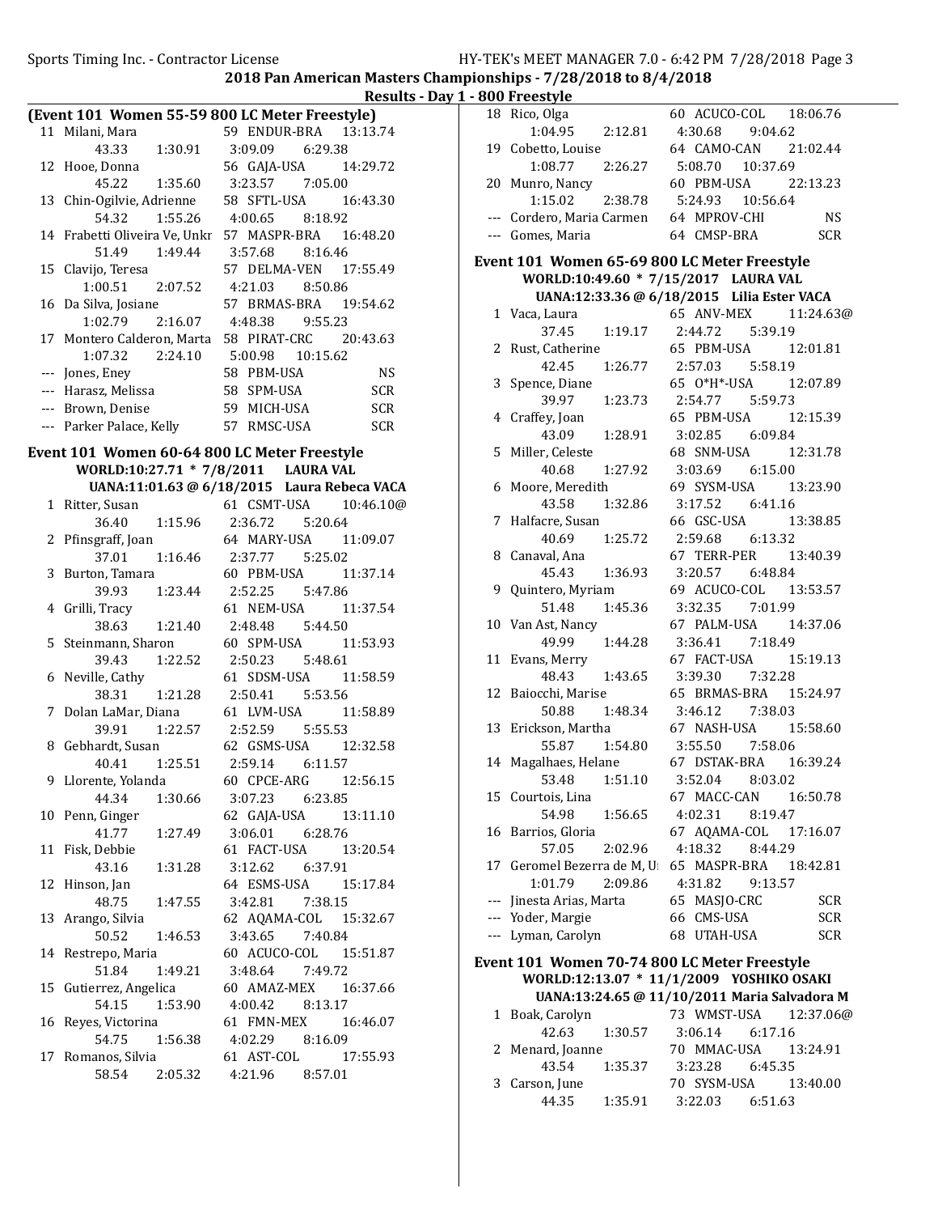2018 Pan American Masters Championships - 7/28/2018 to 8/4/2018

Results - Day 1 - 800 Freestyle

### (Event 101 Women 55-59 800 LC Meter Freestyle)

| Place | Name | Age | Team | Finals Time |
|---|---|---|---|---|
| 11 | Milani, Mara | 59 | ENDUR-BRA | 13:13.74 |
| | 43.33 / 1:30.91 / 3:09.09 / 6:29.38 | | | |
| 12 | Hooe, Donna | 56 | GAJA-USA | 14:29.72 |
| | 45.22 / 1:35.60 / 3:23.57 / 7:05.00 | | | |
| 13 | Chin-Ogilvie, Adrienne | 58 | SFTL-USA | 16:43.30 |
| | 54.32 / 1:55.26 / 4:00.65 / 8:18.92 | | | |
| 14 | Frabetti Oliveira Ve, Unkr | 57 | MASPR-BRA | 16:48.20 |
| | 51.49 / 1:49.44 / 3:57.68 / 8:16.46 | | | |
| 15 | Clavijo, Teresa | 57 | DELMA-VEN | 17:55.49 |
| | 1:00.51 / 2:07.52 / 4:21.03 / 8:50.86 | | | |
| 16 | Da Silva, Josiane | 57 | BRMAS-BRA | 19:54.62 |
| | 1:02.79 / 2:16.07 / 4:48.38 / 9:55.23 | | | |
| 17 | Montero Calderon, Marta | 58 | PIRAT-CRC | 20:43.63 |
| | 1:07.32 / 2:24.10 / 5:00.98 / 10:15.62 | | | |
| --- | Jones, Eney | 58 | PBM-USA | NS |
| --- | Harasz, Melissa | 58 | SPM-USA | SCR |
| --- | Brown, Denise | 59 | MICH-USA | SCR |
| --- | Parker Palace, Kelly | 57 | RMSC-USA | SCR |

### Event 101 Women 60-64 800 LC Meter Freestyle

**WORLD:10:27.71 * 7/8/2011 LAURA VAL**

**UANA:11:01.63 @ 6/18/2015 Laura Rebeca VACA**

| Place | Name | Age | Team | Finals Time |
|---|---|---|---|---|
| 1 | Ritter, Susan | 61 | CSMT-USA | 10:46.10@ |
| | 36.40 / 1:15.96 / 2:36.72 / 5:20.64 | | | |
| 2 | Pfinsgraff, Joan | 64 | MARY-USA | 11:09.07 |
| | 37.01 / 1:16.46 / 2:37.77 / 5:25.02 | | | |
| 3 | Burton, Tamara | 60 | PBM-USA | 11:37.14 |
| | 39.93 / 1:23.44 / 2:52.25 / 5:47.86 | | | |
| 4 | Grilli, Tracy | 61 | NEM-USA | 11:37.54 |
| | 38.63 / 1:21.40 / 2:48.48 / 5:44.50 | | | |
| 5 | Steinmann, Sharon | 60 | SPM-USA | 11:53.93 |
| | 39.43 / 1:22.52 / 2:50.23 / 5:48.61 | | | |
| 6 | Neville, Cathy | 61 | SDSM-USA | 11:58.59 |
| | 38.31 / 1:21.28 / 2:50.41 / 5:53.56 | | | |
| 7 | Dolan LaMar, Diana | 61 | LVM-USA | 11:58.89 |
| | 39.91 / 1:22.57 / 2:52.59 / 5:55.53 | | | |
| 8 | Gebhardt, Susan | 62 | GSMS-USA | 12:32.58 |
| | 40.41 / 1:25.51 / 2:59.14 / 6:11.57 | | | |
| 9 | Llorente, Yolanda | 60 | CPCE-ARG | 12:56.15 |
| | 44.34 / 1:30.66 / 3:07.23 / 6:23.85 | | | |
| 10 | Penn, Ginger | 62 | GAJA-USA | 13:11.10 |
| | 41.77 / 1:27.49 / 3:06.01 / 6:28.76 | | | |
| 11 | Fisk, Debbie | 61 | FACT-USA | 13:20.54 |
| | 43.16 / 1:31.28 / 3:12.62 / 6:37.91 | | | |
| 12 | Hinson, Jan | 64 | ESMS-USA | 15:17.84 |
| | 48.75 / 1:47.55 / 3:42.81 / 7:38.15 | | | |
| 13 | Arango, Silvia | 62 | AQAMA-COL | 15:32.67 |
| | 50.52 / 1:46.53 / 3:43.65 / 7:40.84 | | | |
| 14 | Restrepo, Maria | 60 | ACUCO-COL | 15:51.87 |
| | 51.84 / 1:49.21 / 3:48.64 / 7:49.72 | | | |
| 15 | Gutierrez, Angelica | 60 | AMAZ-MEX | 16:37.66 |
| | 54.15 / 1:53.90 / 4:00.42 / 8:13.17 | | | |
| 16 | Reyes, Victorina | 61 | FMN-MEX | 16:46.07 |
| | 54.75 / 1:56.38 / 4:02.29 / 8:16.09 | | | |
| 17 | Romanos, Silvia | 61 | AST-COL | 17:55.93 |
| | 58.54 / 2:05.32 / 4:21.96 / 8:57.01 | | | |
| 18 | Rico, Olga | 60 | ACUCO-COL | 18:06.76 |
| | 1:04.95 / 2:12.81 / 4:30.68 / 9:04.62 | | | |
| 19 | Cobetto, Louise | 64 | CAMO-CAN | 21:02.44 |
| | 1:08.77 / 2:26.27 / 5:08.70 / 10:37.69 | | | |
| 20 | Munro, Nancy | 60 | PBM-USA | 22:13.23 |
| | 1:15.02 / 2:38.78 / 5:24.93 / 10:56.64 | | | |
| --- | Cordero, Maria Carmen | 64 | MPROV-CHI | NS |
| --- | Gomes, Maria | 64 | CMSP-BRA | SCR |

### Event 101 Women 65-69 800 LC Meter Freestyle

**WORLD:10:49.60 * 7/15/2017 LAURA VAL**

**UANA:12:33.36 @ 6/18/2015 Lilia Ester VACA**

| Place | Name | Age | Team | Finals Time |
|---|---|---|---|---|
| 1 | Vaca, Laura | 65 | ANV-MEX | 11:24.63@ |
| | 37.45 / 1:19.17 / 2:44.72 / 5:39.19 | | | |
| 2 | Rust, Catherine | 65 | PBM-USA | 12:01.81 |
| | 42.45 / 1:26.77 / 2:57.03 / 5:58.19 | | | |
| 3 | Spence, Diane | 65 | O*H*-USA | 12:07.89 |
| | 39.97 / 1:23.73 / 2:54.77 / 5:59.73 | | | |
| 4 | Craffey, Joan | 65 | PBM-USA | 12:15.39 |
| | 43.09 / 1:28.91 / 3:02.85 / 6:09.84 | | | |
| 5 | Miller, Celeste | 68 | SNM-USA | 12:31.78 |
| | 40.68 / 1:27.92 / 3:03.69 / 6:15.00 | | | |
| 6 | Moore, Meredith | 69 | SYSM-USA | 13:23.90 |
| | 43.58 / 1:32.86 / 3:17.52 / 6:41.16 | | | |
| 7 | Halfacre, Susan | 66 | GSC-USA | 13:38.85 |
| | 40.69 / 1:25.72 / 2:59.68 / 6:13.32 | | | |
| 8 | Canaval, Ana | 67 | TERR-PER | 13:40.39 |
| | 45.43 / 1:36.93 / 3:20.57 / 6:48.84 | | | |
| 9 | Quintero, Myriam | 69 | ACUCO-COL | 13:53.57 |
| | 51.48 / 1:45.36 / 3:32.35 / 7:01.99 | | | |
| 10 | Van Ast, Nancy | 67 | PALM-USA | 14:37.06 |
| | 49.99 / 1:44.28 / 3:36.41 / 7:18.49 | | | |
| 11 | Evans, Merry | 67 | FACT-USA | 15:19.13 |
| | 48.43 / 1:43.65 / 3:39.30 / 7:32.28 | | | |
| 12 | Baiocchi, Marise | 65 | BRMAS-BRA | 15:24.97 |
| | 50.88 / 1:48.34 / 3:46.12 / 7:38.03 | | | |
| 13 | Erickson, Martha | 67 | NASH-USA | 15:58.60 |
| | 55.87 / 1:54.80 / 3:55.50 / 7:58.06 | | | |
| 14 | Magalhaes, Helane | 67 | DSTAK-BRA | 16:39.24 |
| | 53.48 / 1:51.10 / 3:52.04 / 8:03.02 | | | |
| 15 | Courtois, Lina | 67 | MACC-CAN | 16:50.78 |
| | 54.98 / 1:56.65 / 4:02.31 / 8:19.47 | | | |
| 16 | Barrios, Gloria | 67 | AQAMA-COL | 17:16.07 |
| | 57.05 / 2:02.96 / 4:18.32 / 8:44.29 | | | |
| 17 | Geromel Bezerra de M, U | 65 | MASPR-BRA | 18:42.81 |
| | 1:01.79 / 2:09.86 / 4:31.82 / 9:13.57 | | | |
| --- | Jinesta Arias, Marta | 65 | MASJO-CRC | SCR |
| --- | Yoder, Margie | 66 | CMS-USA | SCR |
| --- | Lyman, Carolyn | 68 | UTAH-USA | SCR |

### Event 101 Women 70-74 800 LC Meter Freestyle

**WORLD:12:13.07 * 11/1/2009 YOSHIKO OSAKI**

**UANA:13:24.65 @ 11/10/2011 Maria Salvadora M**

| Place | Name | Age | Team | Finals Time |
|---|---|---|---|---|
| 1 | Boak, Carolyn | 73 | WMST-USA | 12:37.06@ |
| | 42.63 / 1:30.57 / 3:06.14 / 6:17.16 | | | |
| 2 | Menard, Joanne | 70 | MMAC-USA | 13:24.91 |
| | 43.54 / 1:35.37 / 3:23.28 / 6:45.35 | | | |
| 3 | Carson, June | 70 | SYSM-USA | 13:40.00 |
| | 44.35 / 1:35.91 / 3:22.03 / 6:51.63 | | | |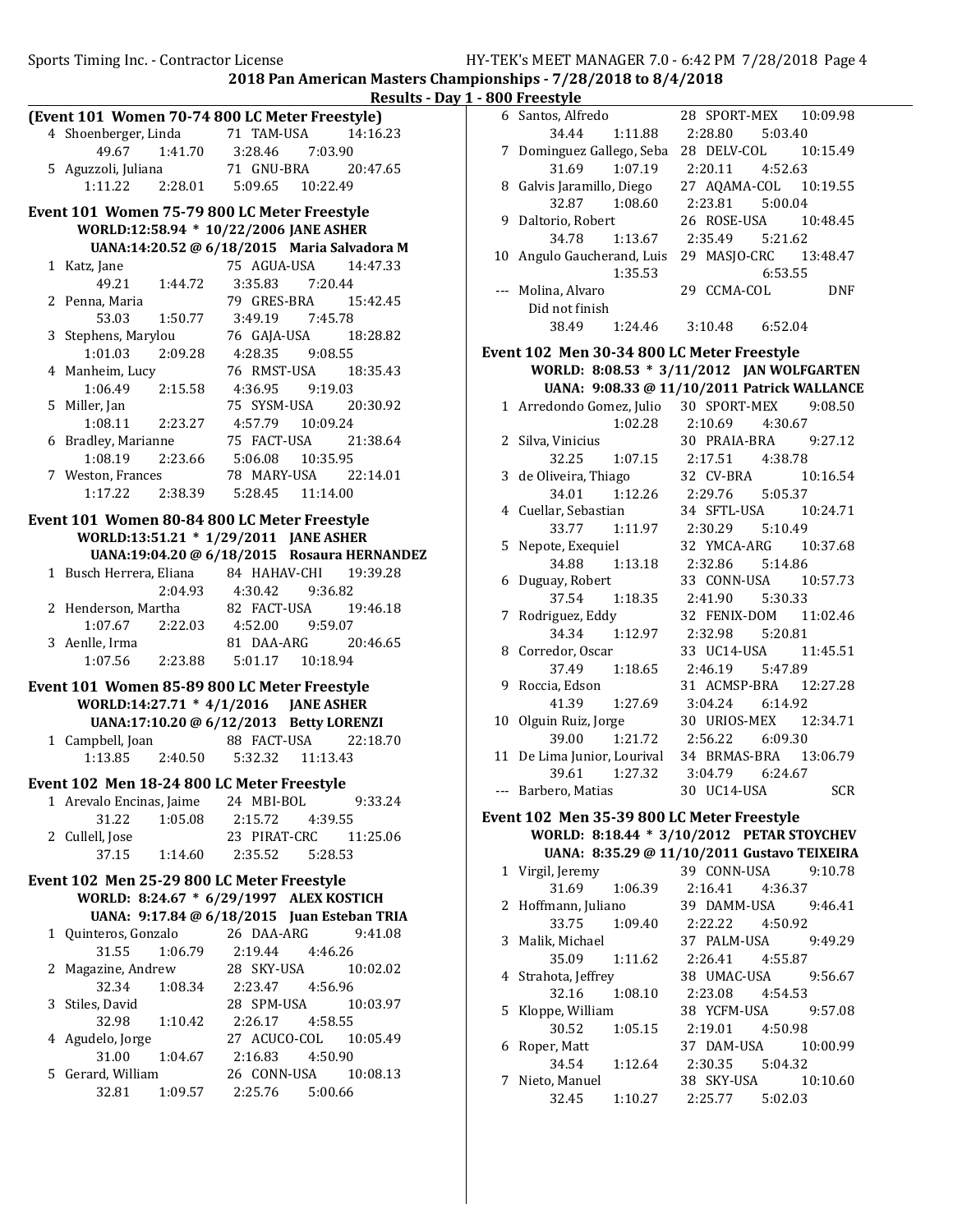**2018 Pan American Masters Championships - 7/28/2018 to 8/4/2018**

**Results - Day 1 - 800 Freestyle**

### (Event 101 Women 70-74 800 LC Meter Freestyle)

```
  4 Shoenberger, Linda          71 TAM-USA         14:16.23
         49.67     1:41.70     3:28.46     7:03.90
  5 Aguzzoli, Juliana           71 GNU-BRA         20:47.65
       1:11.22     2:28.01     5:09.65    10:22.49
```

### Event 101 Women 75-79 800 LC Meter Freestyle

**WORLD:12:58.94 * 10/22/2006 JANE ASHER**
**UANA:14:20.52 @ 6/18/2015 Maria Salvadora M**

```
  1 Katz, Jane                  75 AGUA-USA        14:47.33
         49.21     1:44.72     3:35.83     7:20.44
  2 Penna, Maria                79 GRES-BRA        15:42.45
         53.03     1:50.77     3:49.19     7:45.78
  3 Stephens, Marylou           76 GAJA-USA        18:28.82
       1:01.03     2:09.28     4:28.35     9:08.55
  4 Manheim, Lucy               76 RMST-USA        18:35.43
       1:06.49     2:15.58     4:36.95     9:19.03
  5 Miller, Jan                 75 SYSM-USA        20:30.92
       1:08.11     2:23.27     4:57.79    10:09.24
  6 Bradley, Marianne           75 FACT-USA        21:38.64
       1:08.19     2:23.66     5:06.08    10:35.95
  7 Weston, Frances             78 MARY-USA        22:14.01
       1:17.22     2:38.39     5:28.45    11:14.00
```

### Event 101 Women 80-84 800 LC Meter Freestyle

**WORLD:13:51.21 * 1/29/2011 JANE ASHER**
**UANA:19:04.20 @ 6/18/2015 Rosaura HERNANDEZ**

```
  1 Busch Herrera, Eliana       84 HAHAV-CHI       19:39.28
                   2:04.93     4:30.42     9:36.82
  2 Henderson, Martha           82 FACT-USA        19:46.18
       1:07.67     2:22.03     4:52.00     9:59.07
  3 Aenlle, Irma                81 DAA-ARG         20:46.65
       1:07.56     2:23.88     5:01.17    10:18.94
```

### Event 101 Women 85-89 800 LC Meter Freestyle

**WORLD:14:27.71 * 4/1/2016 JANE ASHER**
**UANA:17:10.20 @ 6/12/2013 Betty LORENZI**

```
  1 Campbell, Joan              88 FACT-USA        22:18.70
       1:13.85     2:40.50     5:32.32    11:13.43
```

### Event 102 Men 18-24 800 LC Meter Freestyle

```
  1 Arevalo Encinas, Jaime      24 MBI-BOL          9:33.24
         31.22     1:05.08     2:15.72     4:39.55
  2 Cullell, Jose               23 PIRAT-CRC       11:25.06
         37.15     1:14.60     2:35.52     5:28.53
```

### Event 102 Men 25-29 800 LC Meter Freestyle

**WORLD: 8:24.67 * 6/29/1997 ALEX KOSTICH**
**UANA: 9:17.84 @ 6/18/2015 Juan Esteban TRIA**

```
  1 Quinteros, Gonzalo          26 DAA-ARG          9:41.08
         31.55     1:06.79     2:19.44     4:46.26
  2 Magazine, Andrew            28 SKY-USA         10:02.02
         32.34     1:08.34     2:23.47     4:56.96
  3 Stiles, David               28 SPM-USA         10:03.97
         32.98     1:10.42     2:26.17     4:58.55
  4 Agudelo, Jorge              27 ACUCO-COL       10:05.49
         31.00     1:04.67     2:16.83     4:50.90
  5 Gerard, William             26 CONN-USA        10:08.13
         32.81     1:09.57     2:25.76     5:00.66
  6 Santos, Alfredo             28 SPORT-MEX       10:09.98
         34.44     1:11.88     2:28.80     5:03.40
  7 Dominguez Gallego, Seba     28 DELV-COL        10:15.49
         31.69     1:07.19     2:20.11     4:52.63
  8 Galvis Jaramillo, Diego     27 AQAMA-COL       10:19.55
         32.87     1:08.60     2:23.81     5:00.04
  9 Daltorio, Robert            26 ROSE-USA        10:48.45
         34.78     1:13.67     2:35.49     5:21.62
 10 Angulo Gaucherand, Luis     29 MASJO-CRC       13:48.47
                   1:35.53                 6:53.55
 --- Molina, Alvaro             29 CCMA-COL             DNF
    Did not finish
         38.49     1:24.46     3:10.48     6:52.04
```

### Event 102 Men 30-34 800 LC Meter Freestyle

**WORLD: 8:08.53 * 3/11/2012 JAN WOLFGARTEN**
**UANA: 9:08.33 @ 11/10/2011 Patrick WALLANCE**

```
  1 Arredondo Gomez, Julio      30 SPORT-MEX        9:08.50
                   1:02.28     2:10.69     4:30.67
  2 Silva, Vinicius             30 PRAIA-BRA        9:27.12
         32.25     1:07.15     2:17.51     4:38.78
  3 de Oliveira, Thiago         32 CV-BRA          10:16.54
         34.01     1:12.26     2:29.76     5:05.37
  4 Cuellar, Sebastian          34 SFTL-USA        10:24.71
         33.77     1:11.97     2:30.29     5:10.49
  5 Nepote, Exequiel            32 YMCA-ARG        10:37.68
         34.88     1:13.18     2:32.86     5:14.86
  6 Duguay, Robert              33 CONN-USA        10:57.73
         37.54     1:18.35     2:41.90     5:30.33
  7 Rodriguez, Eddy             32 FENIX-DOM       11:02.46
         34.34     1:12.97     2:32.98     5:20.81
  8 Corredor, Oscar             33 UC14-USA        11:45.51
         37.49     1:18.65     2:46.19     5:47.89
  9 Roccia, Edson               31 ACMSP-BRA       12:27.28
         41.39     1:27.69     3:04.24     6:14.92
 10 Olguin Ruiz, Jorge          30 URIOS-MEX       12:34.71
         39.00     1:21.72     2:56.22     6:09.30
 11 De Lima Junior, Lourival    34 BRMAS-BRA       13:06.79
         39.61     1:27.32     3:04.79     6:24.67
 --- Barbero, Matias            30 UC14-USA             SCR
```

### Event 102 Men 35-39 800 LC Meter Freestyle

**WORLD: 8:18.44 * 3/10/2012 PETAR STOYCHEV**
**UANA: 8:35.29 @ 11/10/2011 Gustavo TEIXEIRA**

```
  1 Virgil, Jeremy              39 CONN-USA         9:10.78
         31.69     1:06.39     2:16.41     4:36.37
  2 Hoffmann, Juliano           39 DAMM-USA         9:46.41
         33.75     1:09.40     2:22.22     4:50.92
  3 Malik, Michael              37 PALM-USA         9:49.29
         35.09     1:11.62     2:26.41     4:55.87
  4 Strahota, Jeffrey           38 UMAC-USA         9:56.67
         32.16     1:08.10     2:23.08     4:54.53
  5 Kloppe, William             38 YCFM-USA         9:57.08
         30.52     1:05.15     2:19.01     4:50.98
  6 Roper, Matt                 37 DAM-USA         10:00.99
         34.54     1:12.64     2:30.35     5:04.32
  7 Nieto, Manuel               38 SKY-USA         10:10.60
         32.45     1:10.27     2:25.77     5:02.03
```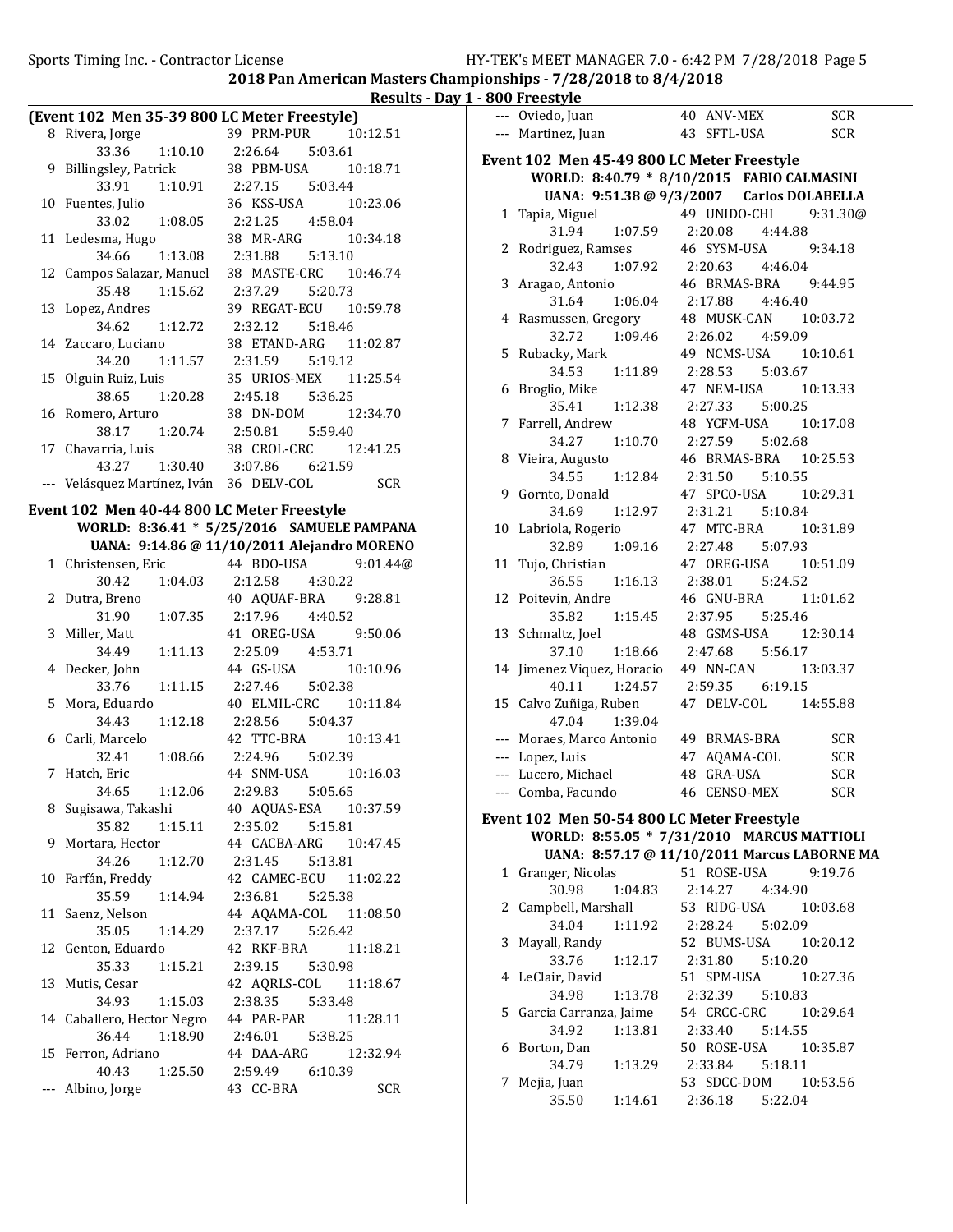## 2018 Pan American Masters Championships - 7/28/2018 to 8/4/2018

### Results - Day 1 - 800 Freestyle

### (Event 102 Men 35-39 800 LC Meter Freestyle)

| Place | Name | Age | Team | Finals Time |
|---|---|---|---|---|
| 8 | Rivera, Jorge | 39 | PRM-PUR | 10:12.51 |
| | 33.36 1:10.10 2:26.64 5:03.61 | | | |
| 9 | Billingsley, Patrick | 38 | PBM-USA | 10:18.71 |
| | 33.91 1:10.91 2:27.15 5:03.44 | | | |
| 10 | Fuentes, Julio | 36 | KSS-USA | 10:23.06 |
| | 33.02 1:08.05 2:21.25 4:58.04 | | | |
| 11 | Ledesma, Hugo | 38 | MR-ARG | 10:34.18 |
| | 34.66 1:13.08 2:31.88 5:13.10 | | | |
| 12 | Campos Salazar, Manuel | 38 | MASTE-CRC | 10:46.74 |
| | 35.48 1:15.62 2:37.29 5:20.73 | | | |
| 13 | Lopez, Andres | 39 | REGAT-ECU | 10:59.78 |
| | 34.62 1:12.72 2:32.12 5:18.46 | | | |
| 14 | Zaccaro, Luciano | 38 | ETAND-ARG | 11:02.87 |
| | 34.20 1:11.57 2:31.59 5:19.12 | | | |
| 15 | Olguin Ruiz, Luis | 35 | URIOS-MEX | 11:25.54 |
| | 38.65 1:20.28 2:45.18 5:36.25 | | | |
| 16 | Romero, Arturo | 38 | DN-DOM | 12:34.70 |
| | 38.17 1:20.74 2:50.81 5:59.40 | | | |
| 17 | Chavarria, Luis | 38 | CROL-CRC | 12:41.25 |
| | 43.27 1:30.40 3:07.86 6:21.59 | | | |
| --- | Velásquez Martínez, Iván | 36 | DELV-COL | SCR |
| --- | Oviedo, Juan | 40 | ANV-MEX | SCR |
| --- | Martinez, Juan | 43 | SFTL-USA | SCR |

### Event 102 Men 40-44 800 LC Meter Freestyle

WORLD: 8:36.41 * 5/25/2016 SAMUELE PAMPANA
UANA: 9:14.86 @ 11/10/2011 Alejandro MORENO

| Place | Name | Age | Team | Finals Time |
|---|---|---|---|---|
| 1 | Christensen, Eric | 44 | BDO-USA | 9:01.44@ |
| | 30.42 1:04.03 2:12.58 4:30.22 | | | |
| 2 | Dutra, Breno | 40 | AQUAF-BRA | 9:28.81 |
| | 31.90 1:07.35 2:17.96 4:40.52 | | | |
| 3 | Miller, Matt | 41 | OREG-USA | 9:50.06 |
| | 34.49 1:11.13 2:25.09 4:53.71 | | | |
| 4 | Decker, John | 44 | GS-USA | 10:10.96 |
| | 33.76 1:11.15 2:27.46 5:02.38 | | | |
| 5 | Mora, Eduardo | 40 | ELMIL-CRC | 10:11.84 |
| | 34.43 1:12.18 2:28.56 5:04.37 | | | |
| 6 | Carli, Marcelo | 42 | TTC-BRA | 10:13.41 |
| | 32.41 1:08.66 2:24.96 5:02.39 | | | |
| 7 | Hatch, Eric | 44 | SNM-USA | 10:16.03 |
| | 34.65 1:12.06 2:29.83 5:05.65 | | | |
| 8 | Sugisawa, Takashi | 40 | AQUAS-ESA | 10:37.59 |
| | 35.82 1:15.11 2:35.02 5:15.81 | | | |
| 9 | Mortara, Hector | 44 | CACBA-ARG | 10:47.45 |
| | 34.26 1:12.70 2:31.45 5:13.81 | | | |
| 10 | Farfán, Freddy | 42 | CAMEC-ECU | 11:02.22 |
| | 35.59 1:14.94 2:36.81 5:25.38 | | | |
| 11 | Saenz, Nelson | 44 | AQAMA-COL | 11:08.50 |
| | 35.05 1:14.29 2:37.17 5:26.42 | | | |
| 12 | Genton, Eduardo | 42 | RKF-BRA | 11:18.21 |
| | 35.33 1:15.21 2:39.15 5:30.98 | | | |
| 13 | Mutis, Cesar | 42 | AQRLS-COL | 11:18.67 |
| | 34.93 1:15.03 2:38.35 5:33.48 | | | |
| 14 | Caballero, Hector Negro | 44 | PAR-PAR | 11:28.11 |
| | 36.44 1:18.90 2:46.01 5:38.25 | | | |
| 15 | Ferron, Adriano | 44 | DAA-ARG | 12:32.94 |
| | 40.43 1:25.50 2:59.49 6:10.39 | | | |
| --- | Albino, Jorge | 43 | CC-BRA | SCR |

### Event 102 Men 45-49 800 LC Meter Freestyle

WORLD: 8:40.79 * 8/10/2015 FABIO CALMASINI
UANA: 9:51.38 @ 9/3/2007 Carlos DOLABELLA

| Place | Name | Age | Team | Finals Time |
|---|---|---|---|---|
| 1 | Tapia, Miguel | 49 | UNIDO-CHI | 9:31.30@ |
| | 31.94 1:07.59 2:20.08 4:44.88 | | | |
| 2 | Rodriguez, Ramses | 46 | SYSM-USA | 9:34.18 |
| | 32.43 1:07.92 2:20.63 4:46.04 | | | |
| 3 | Aragao, Antonio | 46 | BRMAS-BRA | 9:44.95 |
| | 31.64 1:06.04 2:17.88 4:46.40 | | | |
| 4 | Rasmussen, Gregory | 48 | MUSK-CAN | 10:03.72 |
| | 32.72 1:09.46 2:26.02 4:59.09 | | | |
| 5 | Rubacky, Mark | 49 | NCMS-USA | 10:10.61 |
| | 34.53 1:11.89 2:28.53 5:03.67 | | | |
| 6 | Broglio, Mike | 47 | NEM-USA | 10:13.33 |
| | 35.41 1:12.38 2:27.33 5:00.25 | | | |
| 7 | Farrell, Andrew | 48 | YCFM-USA | 10:17.08 |
| | 34.27 1:10.70 2:27.59 5:02.68 | | | |
| 8 | Vieira, Augusto | 46 | BRMAS-BRA | 10:25.53 |
| | 34.55 1:12.84 2:31.50 5:10.55 | | | |
| 9 | Gornto, Donald | 47 | SPCO-USA | 10:29.31 |
| | 34.69 1:12.97 2:31.21 5:10.84 | | | |
| 10 | Labriola, Rogerio | 47 | MTC-BRA | 10:31.89 |
| | 32.89 1:09.16 2:27.48 5:07.93 | | | |
| 11 | Tujo, Christian | 47 | OREG-USA | 10:51.09 |
| | 36.55 1:16.13 2:38.01 5:24.52 | | | |
| 12 | Poitevin, Andre | 46 | GNU-BRA | 11:01.62 |
| | 35.82 1:15.45 2:37.95 5:25.46 | | | |
| 13 | Schmaltz, Joel | 48 | GSMS-USA | 12:30.14 |
| | 37.10 1:18.66 2:47.68 5:56.17 | | | |
| 14 | Jimenez Viquez, Horacio | 49 | NN-CAN | 13:03.37 |
| | 40.11 1:24.57 2:59.35 6:19.15 | | | |
| 15 | Calvo Zuñiga, Ruben | 47 | DELV-COL | 14:55.88 |
| | 47.04 1:39.04 | | | |
| --- | Moraes, Marco Antonio | 49 | BRMAS-BRA | SCR |
| --- | Lopez, Luis | 47 | AQAMA-COL | SCR |
| --- | Lucero, Michael | 48 | GRA-USA | SCR |
| --- | Comba, Facundo | 46 | CENSO-MEX | SCR |

### Event 102 Men 50-54 800 LC Meter Freestyle

WORLD: 8:55.05 * 7/31/2010 MARCUS MATTIOLI
UANA: 8:57.17 @ 11/10/2011 Marcus LABORNE MA

| Place | Name | Age | Team | Finals Time |
|---|---|---|---|---|
| 1 | Granger, Nicolas | 51 | ROSE-USA | 9:19.76 |
| | 30.98 1:04.83 2:14.27 4:34.90 | | | |
| 2 | Campbell, Marshall | 53 | RIDG-USA | 10:03.68 |
| | 34.04 1:11.92 2:28.24 5:02.09 | | | |
| 3 | Mayall, Randy | 52 | BUMS-USA | 10:20.12 |
| | 33.76 1:12.17 2:31.80 5:10.20 | | | |
| 4 | LeClair, David | 51 | SPM-USA | 10:27.36 |
| | 34.98 1:13.78 2:32.39 5:10.83 | | | |
| 5 | Garcia Carranza, Jaime | 54 | CRCC-CRC | 10:29.64 |
| | 34.92 1:13.81 2:33.40 5:14.55 | | | |
| 6 | Borton, Dan | 50 | ROSE-USA | 10:35.87 |
| | 34.79 1:13.29 2:33.84 5:18.11 | | | |
| 7 | Mejia, Juan | 53 | SDCC-DOM | 10:53.56 |
| | 35.50 1:14.61 2:36.18 5:22.04 | | | |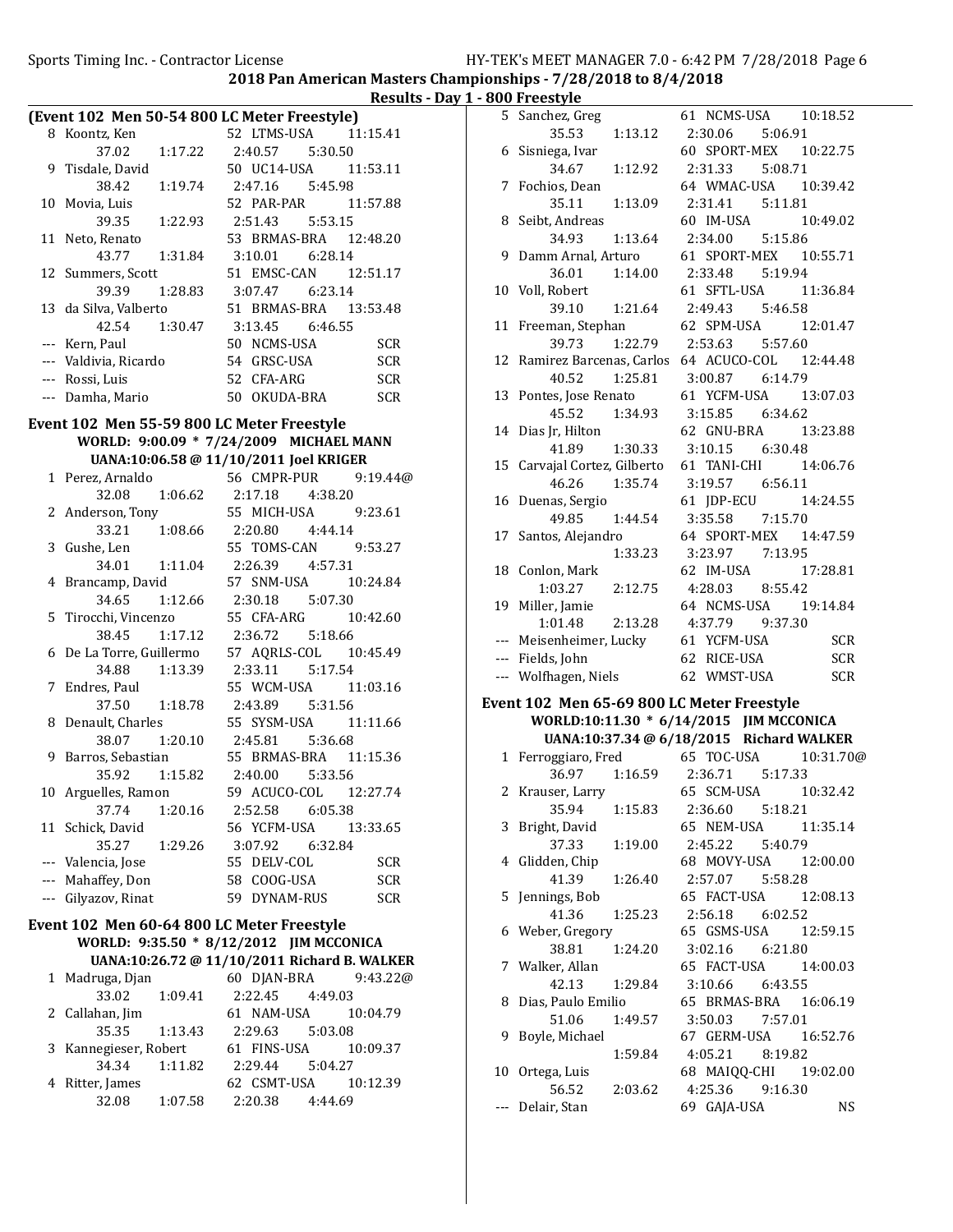## 2018 Pan American Masters Championships - 7/28/2018 to 8/4/2018

### Results - Day 1 - 800 Freestyle

**(Event 102 Men 50-54 800 LC Meter Freestyle)**

| Place | Name | Age | Team | Time |
|---|---|---|---|---|
| 8 | Koontz, Ken | 52 | LTMS-USA | 11:15.41 |
| | 37.02 1:17.22 2:40.57 5:30.50 | | | |
| 9 | Tisdale, David | 50 | UC14-USA | 11:53.11 |
| | 38.42 1:19.74 2:47.16 5:45.98 | | | |
| 10 | Movia, Luis | 52 | PAR-PAR | 11:57.88 |
| | 39.35 1:22.93 2:51.43 5:53.15 | | | |
| 11 | Neto, Renato | 53 | BRMAS-BRA | 12:48.20 |
| | 43.77 1:31.84 3:10.01 6:28.14 | | | |
| 12 | Summers, Scott | 51 | EMSC-CAN | 12:51.17 |
| | 39.39 1:28.83 3:07.47 6:23.14 | | | |
| 13 | da Silva, Valberto | 51 | BRMAS-BRA | 13:53.48 |
| | 42.54 1:30.47 3:13.45 6:46.55 | | | |
| --- | Kern, Paul | 50 | NCMS-USA | SCR |
| --- | Valdivia, Ricardo | 54 | GRSC-USA | SCR |
| --- | Rossi, Luis | 52 | CFA-ARG | SCR |
| --- | Damha, Mario | 50 | OKUDA-BRA | SCR |

**Event 102 Men 55-59 800 LC Meter Freestyle**

WORLD: 9:00.09 * 7/24/2009 MICHAEL MANN

UANA:10:06.58 @ 11/10/2011 Joel KRIGER

| Place | Name | Age | Team | Time |
|---|---|---|---|---|
| 1 | Perez, Arnaldo | 56 | CMPR-PUR | 9:19.44@ |
| | 32.08 1:06.62 2:17.18 4:38.20 | | | |
| 2 | Anderson, Tony | 55 | MICH-USA | 9:23.61 |
| | 33.21 1:08.66 2:20.80 4:44.14 | | | |
| 3 | Gushe, Len | 55 | TOMS-CAN | 9:53.27 |
| | 34.01 1:11.04 2:26.39 4:57.31 | | | |
| 4 | Brancamp, David | 57 | SNM-USA | 10:24.84 |
| | 34.65 1:12.66 2:30.18 5:07.30 | | | |
| 5 | Tirocchi, Vincenzo | 55 | CFA-ARG | 10:42.60 |
| | 38.45 1:17.12 2:36.72 5:18.66 | | | |
| 6 | De La Torre, Guillermo | 57 | AQRLS-COL | 10:45.49 |
| | 34.88 1:13.39 2:33.11 5:17.54 | | | |
| 7 | Endres, Paul | 55 | WCM-USA | 11:03.16 |
| | 37.50 1:18.78 2:43.89 5:31.56 | | | |
| 8 | Denault, Charles | 55 | SYSM-USA | 11:11.66 |
| | 38.07 1:20.10 2:45.81 5:36.68 | | | |
| 9 | Barros, Sebastian | 55 | BRMAS-BRA | 11:15.36 |
| | 35.92 1:15.82 2:40.00 5:33.56 | | | |
| 10 | Arguelles, Ramon | 59 | ACUCO-COL | 12:27.74 |
| | 37.74 1:20.16 2:52.58 6:05.38 | | | |
| 11 | Schick, David | 56 | YCFM-USA | 13:33.65 |
| | 35.27 1:29.26 3:07.92 6:32.84 | | | |
| --- | Valencia, Jose | 55 | DELV-COL | SCR |
| --- | Mahaffey, Don | 58 | COOG-USA | SCR |
| --- | Gilyazov, Rinat | 59 | DYNAM-RUS | SCR |

**Event 102 Men 60-64 800 LC Meter Freestyle**

WORLD: 9:35.50 * 8/12/2012 JIM MCCONICA

UANA:10:26.72 @ 11/10/2011 Richard B. WALKER

| Place | Name | Age | Team | Time |
|---|---|---|---|---|
| 1 | Madruga, Djan | 60 | DJAN-BRA | 9:43.22@ |
| | 33.02 1:09.41 2:22.45 4:49.03 | | | |
| 2 | Callahan, Jim | 61 | NAM-USA | 10:04.79 |
| | 35.35 1:13.43 2:29.63 5:03.08 | | | |
| 3 | Kannegieser, Robert | 61 | FINS-USA | 10:09.37 |
| | 34.34 1:11.82 2:29.44 5:04.27 | | | |
| 4 | Ritter, James | 62 | CSMT-USA | 10:12.39 |
| | 32.08 1:07.58 2:20.38 4:44.69 | | | |
| 5 | Sanchez, Greg | 61 | NCMS-USA | 10:18.52 |
| | 35.53 1:13.12 2:30.06 5:06.91 | | | |
| 6 | Sisniega, Ivar | 60 | SPORT-MEX | 10:22.75 |
| | 34.67 1:12.92 2:31.33 5:08.71 | | | |
| 7 | Fochios, Dean | 64 | WMAC-USA | 10:39.42 |
| | 35.11 1:13.09 2:31.41 5:11.81 | | | |
| 8 | Seibt, Andreas | 60 | IM-USA | 10:49.02 |
| | 34.93 1:13.64 2:34.00 5:15.86 | | | |
| 9 | Damm Arnal, Arturo | 61 | SPORT-MEX | 10:55.71 |
| | 36.01 1:14.00 2:33.48 5:19.94 | | | |
| 10 | Voll, Robert | 61 | SFTL-USA | 11:36.84 |
| | 39.10 1:21.64 2:49.43 5:46.58 | | | |
| 11 | Freeman, Stephan | 62 | SPM-USA | 12:01.47 |
| | 39.73 1:22.79 2:53.63 5:57.60 | | | |
| 12 | Ramirez Barcenas, Carlos | 64 | ACUCO-COL | 12:44.48 |
| | 40.52 1:25.81 3:00.87 6:14.79 | | | |
| 13 | Pontes, Jose Renato | 61 | YCFM-USA | 13:07.03 |
| | 45.52 1:34.93 3:15.85 6:34.62 | | | |
| 14 | Dias Jr, Hilton | 62 | GNU-BRA | 13:23.88 |
| | 41.89 1:30.33 3:10.15 6:30.48 | | | |
| 15 | Carvajal Cortez, Gilberto | 61 | TANI-CHI | 14:06.76 |
| | 46.26 1:35.74 3:19.57 6:56.11 | | | |
| 16 | Duenas, Sergio | 61 | JDP-ECU | 14:24.55 |
| | 49.85 1:44.54 3:35.58 7:15.70 | | | |
| 17 | Santos, Alejandro | 64 | SPORT-MEX | 14:47.59 |
| | 1:33.23 3:23.97 7:13.95 | | | |
| 18 | Conlon, Mark | 62 | IM-USA | 17:28.81 |
| | 1:03.27 2:12.75 4:28.03 8:55.42 | | | |
| 19 | Miller, Jamie | 64 | NCMS-USA | 19:14.84 |
| | 1:01.48 2:13.28 4:37.79 9:37.30 | | | |
| --- | Meisenheimer, Lucky | 61 | YCFM-USA | SCR |
| --- | Fields, John | 62 | RICE-USA | SCR |
| --- | Wolfhagen, Niels | 62 | WMST-USA | SCR |

**Event 102 Men 65-69 800 LC Meter Freestyle**

WORLD:10:11.30 * 6/14/2015 JIM MCCONICA

UANA:10:37.34 @ 6/18/2015 Richard WALKER

| Place | Name | Age | Team | Time |
|---|---|---|---|---|
| 1 | Ferroggiaro, Fred | 65 | TOC-USA | 10:31.70@ |
| | 36.97 1:16.59 2:36.71 5:17.33 | | | |
| 2 | Krauser, Larry | 65 | SCM-USA | 10:32.42 |
| | 35.94 1:15.83 2:36.60 5:18.21 | | | |
| 3 | Bright, David | 65 | NEM-USA | 11:35.14 |
| | 37.33 1:19.00 2:45.22 5:40.79 | | | |
| 4 | Glidden, Chip | 68 | MOVY-USA | 12:00.00 |
| | 41.39 1:26.40 2:57.07 5:58.28 | | | |
| 5 | Jennings, Bob | 65 | FACT-USA | 12:08.13 |
| | 41.36 1:25.23 2:56.18 6:02.52 | | | |
| 6 | Weber, Gregory | 65 | GSMS-USA | 12:59.15 |
| | 38.81 1:24.20 3:02.16 6:21.80 | | | |
| 7 | Walker, Allan | 65 | FACT-USA | 14:00.03 |
| | 42.13 1:29.84 3:10.66 6:43.55 | | | |
| 8 | Dias, Paulo Emilio | 65 | BRMAS-BRA | 16:06.19 |
| | 51.06 1:49.57 3:50.03 7:57.01 | | | |
| 9 | Boyle, Michael | 67 | GERM-USA | 16:52.76 |
| | 1:59.84 4:05.21 8:19.82 | | | |
| 10 | Ortega, Luis | 68 | MAIQQ-CHI | 19:02.00 |
| | 56.52 2:03.62 4:25.36 9:16.30 | | | |
| --- | Delair, Stan | 69 | GAJA-USA | NS |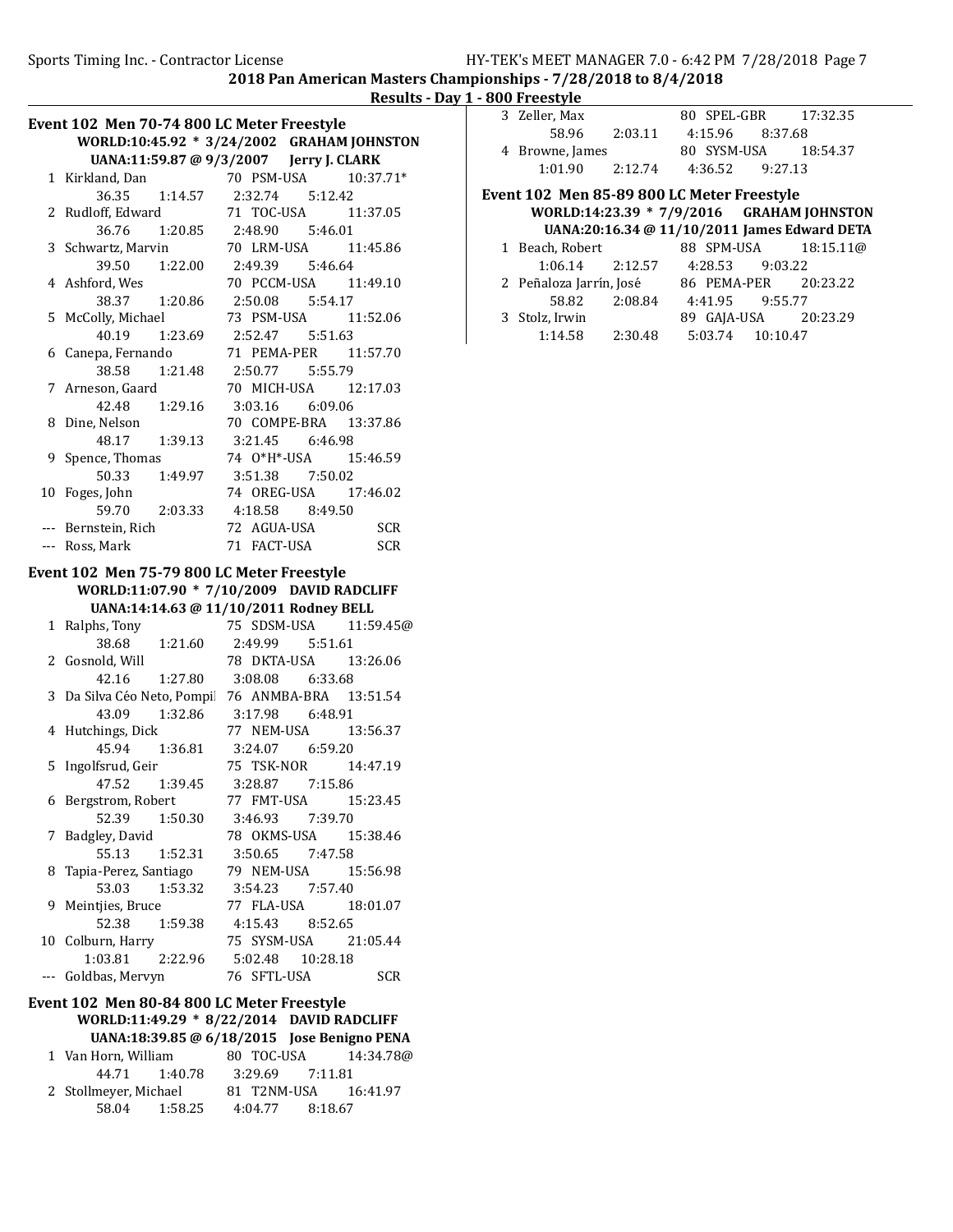## 2018 Pan American Masters Championships - 7/28/2018 to 8/4/2018

### Results - Day 1 - 800 Freestyle

**Event 102 Men 70-74 800 LC Meter Freestyle**

**WORLD:10:45.92 * 3/24/2002 GRAHAM JOHNSTON**
**UANA:11:59.87 @ 9/3/2007 Jerry J. CLARK**

| | | | | |
|---|---|---|---|---|
| 1 | Kirkland, Dan | 70 | PSM-USA | 10:37.71* |
| | 36.35 | 1:14.57 | 2:32.74 | 5:12.42 |
| 2 | Rudloff, Edward | 71 | TOC-USA | 11:37.05 |
| | 36.76 | 1:20.85 | 2:48.90 | 5:46.01 |
| 3 | Schwartz, Marvin | 70 | LRM-USA | 11:45.86 |
| | 39.50 | 1:22.00 | 2:49.39 | 5:46.64 |
| 4 | Ashford, Wes | 70 | PCCM-USA | 11:49.10 |
| | 38.37 | 1:20.86 | 2:50.08 | 5:54.17 |
| 5 | McColly, Michael | 73 | PSM-USA | 11:52.06 |
| | 40.19 | 1:23.69 | 2:52.47 | 5:51.63 |
| 6 | Canepa, Fernando | 71 | PEMA-PER | 11:57.70 |
| | 38.58 | 1:21.48 | 2:50.77 | 5:55.79 |
| 7 | Arneson, Gaard | 70 | MICH-USA | 12:17.03 |
| | 42.48 | 1:29.16 | 3:03.16 | 6:09.06 |
| 8 | Dine, Nelson | 70 | COMPE-BRA | 13:37.86 |
| | 48.17 | 1:39.13 | 3:21.45 | 6:46.98 |
| 9 | Spence, Thomas | 74 | O*H*-USA | 15:46.59 |
| | 50.33 | 1:49.97 | 3:51.38 | 7:50.02 |
| 10 | Foges, John | 74 | OREG-USA | 17:46.02 |
| | 59.70 | 2:03.33 | 4:18.58 | 8:49.50 |
| --- | Bernstein, Rich | 72 | AGUA-USA | SCR |
| --- | Ross, Mark | 71 | FACT-USA | SCR |

**Event 102 Men 75-79 800 LC Meter Freestyle**

**WORLD:11:07.90 * 7/10/2009 DAVID RADCLIFF**
**UANA:14:14.63 @ 11/10/2011 Rodney BELL**

| | | | | |
|---|---|---|---|---|
| 1 | Ralphs, Tony | 75 | SDSM-USA | 11:59.45@ |
| | 38.68 | 1:21.60 | 2:49.99 | 5:51.61 |
| 2 | Gosnold, Will | 78 | DKTA-USA | 13:26.06 |
| | 42.16 | 1:27.80 | 3:08.08 | 6:33.68 |
| 3 | Da Silva Céo Neto, Pompil | 76 | ANMBA-BRA | 13:51.54 |
| | 43.09 | 1:32.86 | 3:17.98 | 6:48.91 |
| 4 | Hutchings, Dick | 77 | NEM-USA | 13:56.37 |
| | 45.94 | 1:36.81 | 3:24.07 | 6:59.20 |
| 5 | Ingolfsrud, Geir | 75 | TSK-NOR | 14:47.19 |
| | 47.52 | 1:39.45 | 3:28.87 | 7:15.86 |
| 6 | Bergstrom, Robert | 77 | FMT-USA | 15:23.45 |
| | 52.39 | 1:50.30 | 3:46.93 | 7:39.70 |
| 7 | Badgley, David | 78 | OKMS-USA | 15:38.46 |
| | 55.13 | 1:52.31 | 3:50.65 | 7:47.58 |
| 8 | Tapia-Perez, Santiago | 79 | NEM-USA | 15:56.98 |
| | 53.03 | 1:53.32 | 3:54.23 | 7:57.40 |
| 9 | Meintjies, Bruce | 77 | FLA-USA | 18:01.07 |
| | 52.38 | 1:59.38 | 4:15.43 | 8:52.65 |
| 10 | Colburn, Harry | 75 | SYSM-USA | 21:05.44 |
| | 1:03.81 | 2:22.96 | 5:02.48 | 10:28.18 |
| --- | Goldbas, Mervyn | 76 | SFTL-USA | SCR |

**Event 102 Men 80-84 800 LC Meter Freestyle**

**WORLD:11:49.29 * 8/22/2014 DAVID RADCLIFF**
**UANA:18:39.85 @ 6/18/2015 Jose Benigno PENA**

| | | | | |
|---|---|---|---|---|
| 1 | Van Horn, William | 80 | TOC-USA | 14:34.78@ |
| | 44.71 | 1:40.78 | 3:29.69 | 7:11.81 |
| 2 | Stollmeyer, Michael | 81 | T2NM-USA | 16:41.97 |
| | 58.04 | 1:58.25 | 4:04.77 | 8:18.67 |
| 3 | Zeller, Max | 80 | SPEL-GBR | 17:32.35 |
| | 58.96 | 2:03.11 | 4:15.96 | 8:37.68 |
| 4 | Browne, James | 80 | SYSM-USA | 18:54.37 |
| | 1:01.90 | 2:12.74 | 4:36.52 | 9:27.13 |

**Event 102 Men 85-89 800 LC Meter Freestyle**

**WORLD:14:23.39 * 7/9/2016 GRAHAM JOHNSTON**
**UANA:20:16.34 @ 11/10/2011 James Edward DETA**

| | | | | |
|---|---|---|---|---|
| 1 | Beach, Robert | 88 | SPM-USA | 18:15.11@ |
| | 1:06.14 | 2:12.57 | 4:28.53 | 9:03.22 |
| 2 | Peñaloza Jarrín, José | 86 | PEMA-PER | 20:23.22 |
| | 58.82 | 2:08.84 | 4:41.95 | 9:55.77 |
| 3 | Stolz, Irwin | 89 | GAJA-USA | 20:23.29 |
| | 1:14.58 | 2:30.48 | 5:03.74 | 10:10.47 |